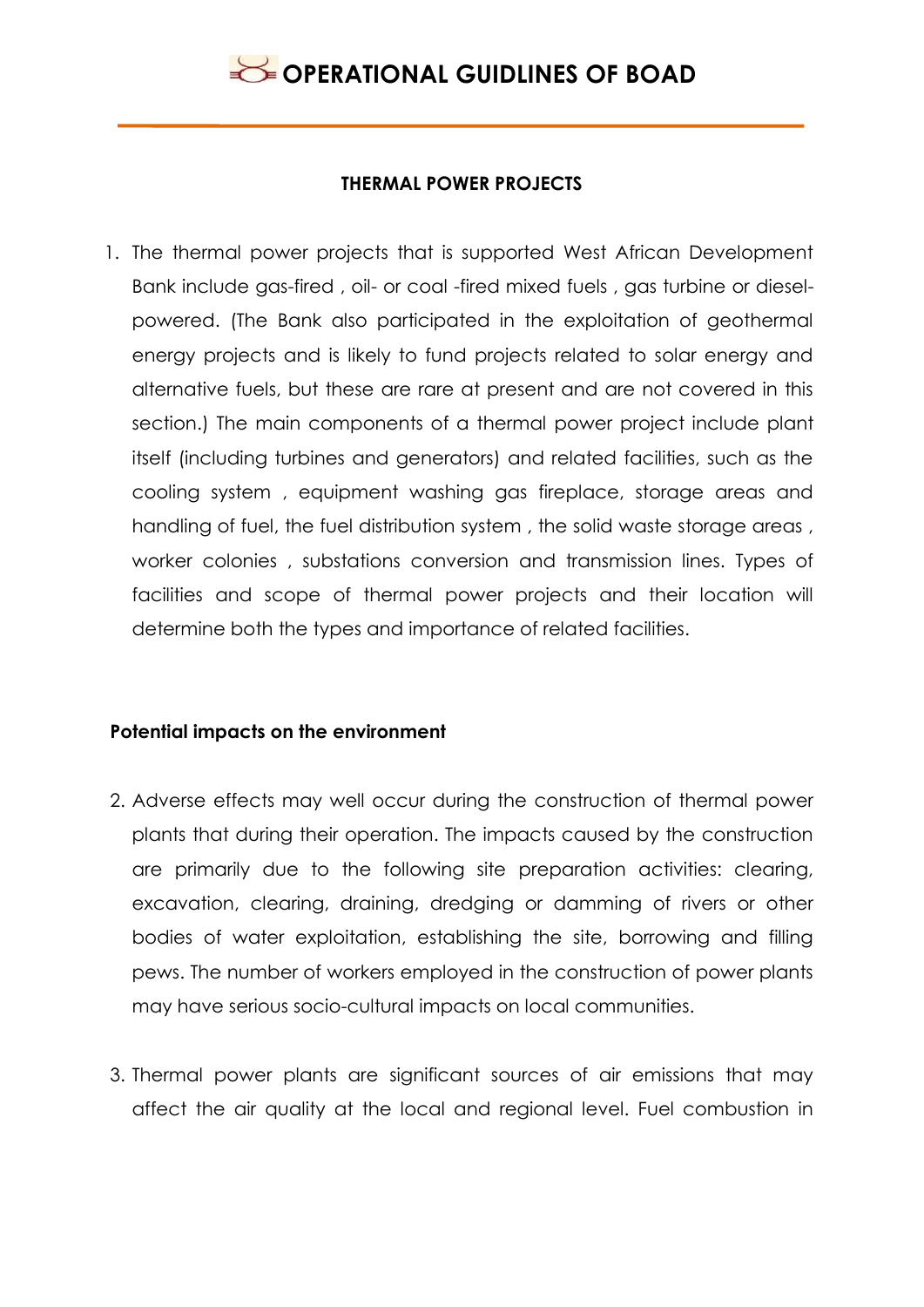# OPERATIONAL GUIDLINES OF BOAD

## THERMAL POWER PROJECTS

1. The thermal power projects that is supported West African Development Bank include gas-fired , oil- or coal -fired mixed fuels , gas turbine or diesel-powered. (The Bank also participated in the exploitation of geothermal energy projects and is likely to fund projects related to solar energy and alternative fuels, but these are rare at present and are not covered in this section.) The main components of a thermal power project include plant itself (including turbines and generators) and related facilities, such as the cooling system , equipment washing gas fireplace, storage areas and handling of fuel, the fuel distribution system , the solid waste storage areas , worker colonies , substations conversion and transmission lines. Types of facilities and scope of thermal power projects and their location will determine both the types and importance of related facilities.

**Potential impacts on the environment**

2. Adverse effects may well occur during the construction of thermal power plants that during their operation. The impacts caused by the construction are primarily due to the following site preparation activities: clearing, excavation, clearing, draining, dredging or damming of rivers or other bodies of water exploitation, establishing the site, borrowing and filling pews. The number of workers employed in the construction of power plants may have serious socio-cultural impacts on local communities.

3. Thermal power plants are significant sources of air emissions that may affect the air quality at the local and regional level. Fuel combustion in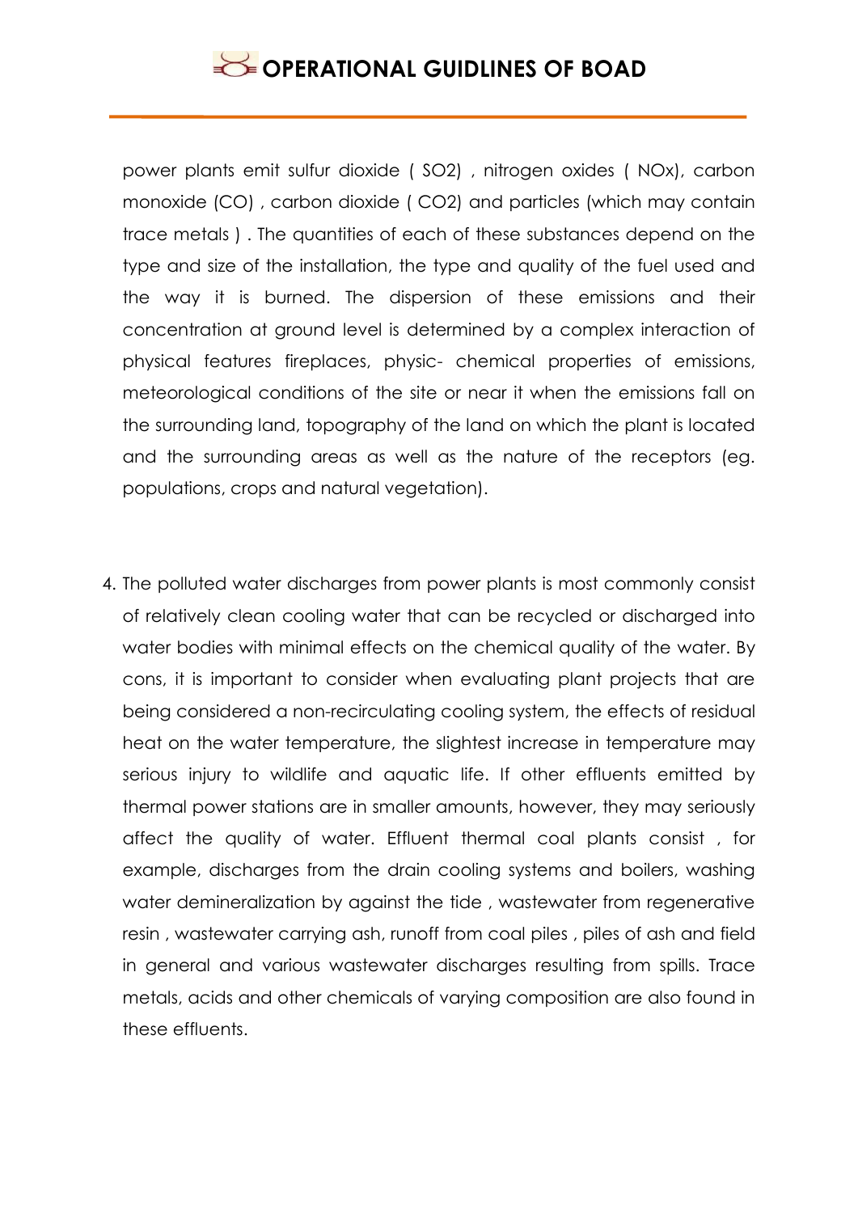power plants emit sulfur dioxide ( $SO_2$) , nitrogen oxides ( $NO_x$), carbon monoxide (CO) , carbon dioxide ( $CO_2$) and particles (which may contain trace metals ) . The quantities of each of these substances depend on the type and size of the installation, the type and quality of the fuel used and the way it is burned. The dispersion of these emissions and their concentration at ground level is determined by a complex interaction of physical features fireplaces, physic- chemical properties of emissions, meteorological conditions of the site or near it when the emissions fall on the surrounding land, topography of the land on which the plant is located and the surrounding areas as well as the nature of the receptors (eg. populations, crops and natural vegetation).

4. The polluted water discharges from power plants is most commonly consist of relatively clean cooling water that can be recycled or discharged into water bodies with minimal effects on the chemical quality of the water. By cons, it is important to consider when evaluating plant projects that are being considered a non-recirculating cooling system, the effects of residual heat on the water temperature, the slightest increase in temperature may serious injury to wildlife and aquatic life. If other effluents emitted by thermal power stations are in smaller amounts, however, they may seriously affect the quality of water. Effluent thermal coal plants consist , for example, discharges from the drain cooling systems and boilers, washing water demineralization by against the tide , wastewater from regenerative resin , wastewater carrying ash, runoff from coal piles , piles of ash and field in general and various wastewater discharges resulting from spills. Trace metals, acids and other chemicals of varying composition are also found in these effluents.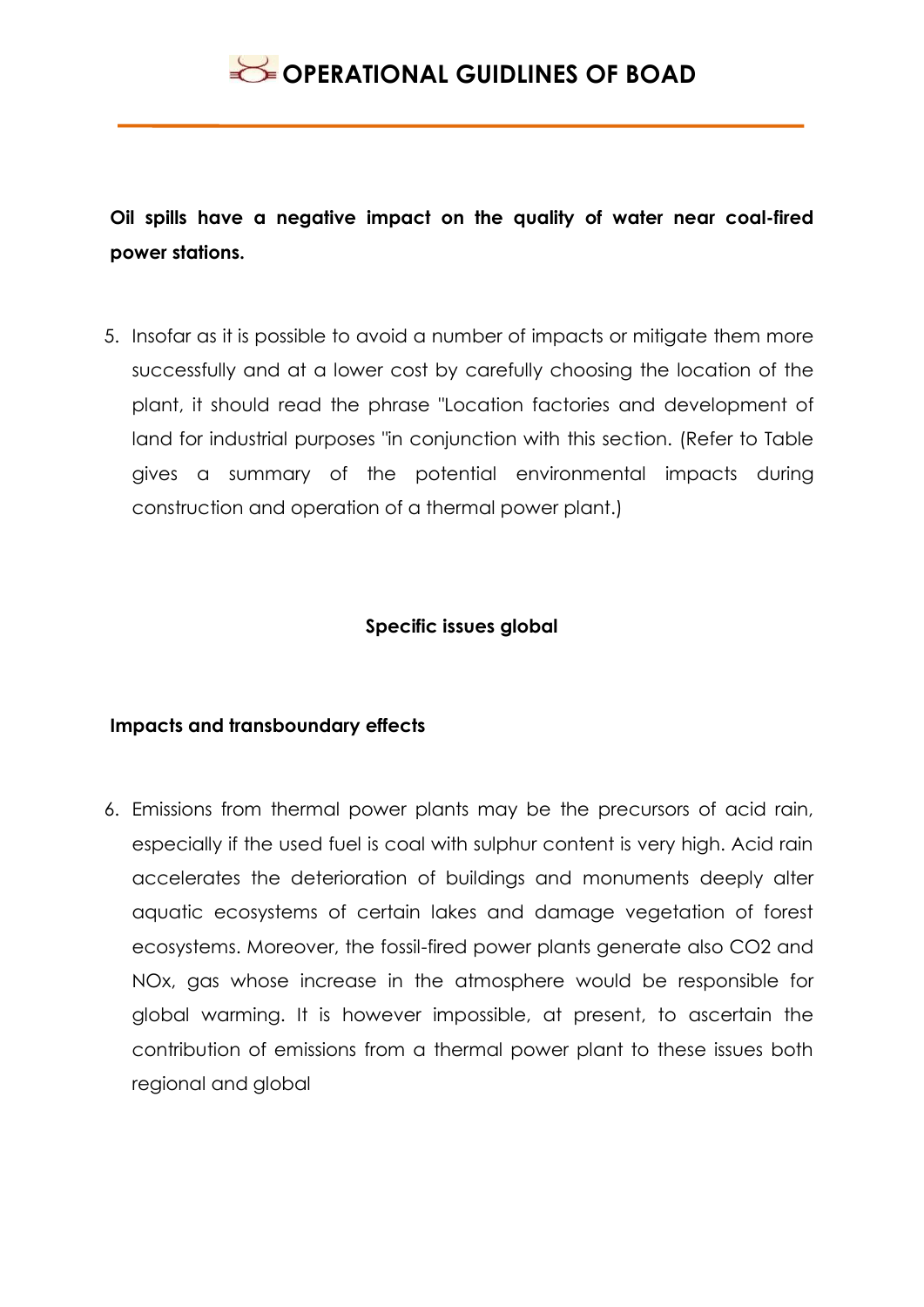**Oil spills have a negative impact on the quality of water near coal-fired power stations.**

5. Insofar as it is possible to avoid a number of impacts or mitigate them more successfully and at a lower cost by carefully choosing the location of the plant, it should read the phrase "Location factories and development of land for industrial purposes "in conjunction with this section. (Refer to Table gives a summary of the potential environmental impacts during construction and operation of a thermal power plant.)

### Specific issues global

### Impacts and transboundary effects

6. Emissions from thermal power plants may be the precursors of acid rain, especially if the used fuel is coal with sulphur content is very high. Acid rain accelerates the deterioration of buildings and monuments deeply alter aquatic ecosystems of certain lakes and damage vegetation of forest ecosystems. Moreover, the fossil-fired power plants generate also $CO_2$ and $NO_x$, gas whose increase in the atmosphere would be responsible for global warming. It is however impossible, at present, to ascertain the contribution of emissions from a thermal power plant to these issues both regional and global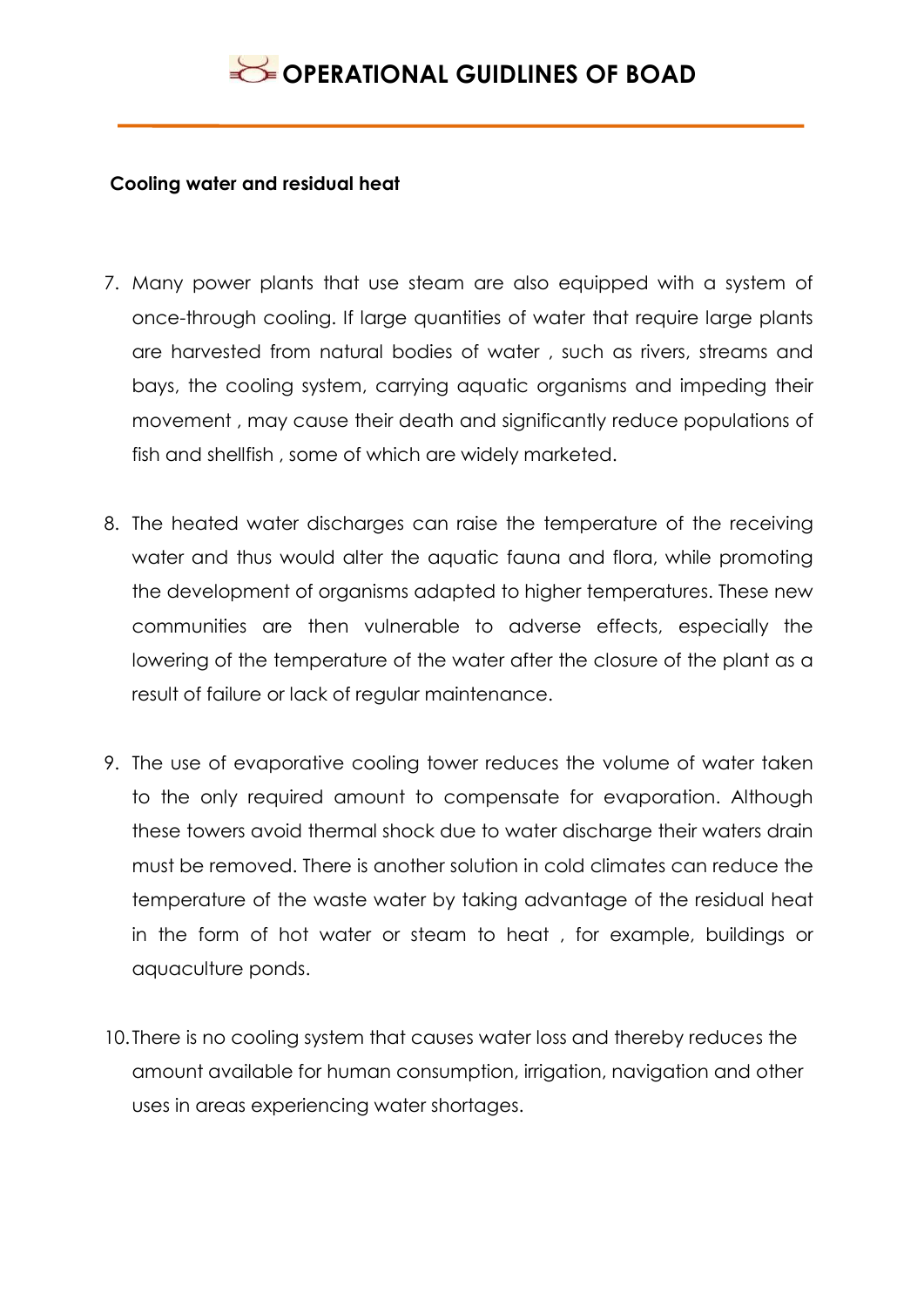**Cooling water and residual heat**

7. Many power plants that use steam are also equipped with a system of once-through cooling. If large quantities of water that require large plants are harvested from natural bodies of water , such as rivers, streams and bays, the cooling system, carrying aquatic organisms and impeding their movement , may cause their death and significantly reduce populations of fish and shellfish , some of which are widely marketed.

8. The heated water discharges can raise the temperature of the receiving water and thus would alter the aquatic fauna and flora, while promoting the development of organisms adapted to higher temperatures. These new communities are then vulnerable to adverse effects, especially the lowering of the temperature of the water after the closure of the plant as a result of failure or lack of regular maintenance.

9. The use of evaporative cooling tower reduces the volume of water taken to the only required amount to compensate for evaporation. Although these towers avoid thermal shock due to water discharge their waters drain must be removed. There is another solution in cold climates can reduce the temperature of the waste water by taking advantage of the residual heat in the form of hot water or steam to heat , for example, buildings or aquaculture ponds.

10. There is no cooling system that causes water loss and thereby reduces the amount available for human consumption, irrigation, navigation and other uses in areas experiencing water shortages.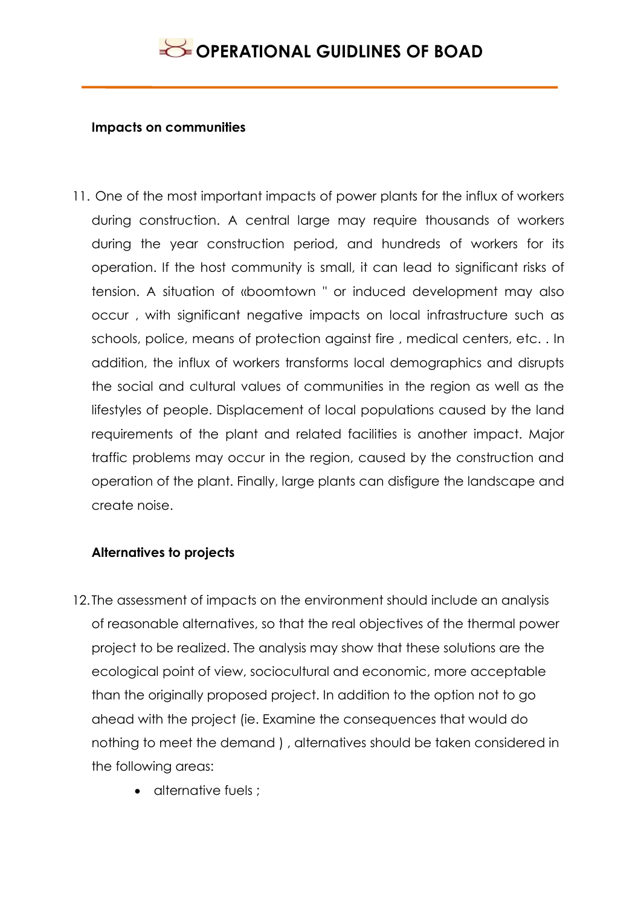**Impacts on communities**

11. One of the most important impacts of power plants for the influx of workers during construction. A central large may require thousands of workers during the year construction period, and hundreds of workers for its operation. If the host community is small, it can lead to significant risks of tension. A situation of «boomtown " or induced development may also occur , with significant negative impacts on local infrastructure such as schools, police, means of protection against fire , medical centers, etc. . In addition, the influx of workers transforms local demographics and disrupts the social and cultural values of communities in the region as well as the lifestyles of people. Displacement of local populations caused by the land requirements of the plant and related facilities is another impact. Major traffic problems may occur in the region, caused by the construction and operation of the plant. Finally, large plants can disfigure the landscape and create noise.

**Alternatives to projects**

12. The assessment of impacts on the environment should include an analysis of reasonable alternatives, so that the real objectives of the thermal power project to be realized. The analysis may show that these solutions are the ecological point of view, sociocultural and economic, more acceptable than the originally proposed project. In addition to the option not to go ahead with the project (ie. Examine the consequences that would do nothing to meet the demand ) , alternatives should be taken considered in the following areas:

    - alternative fuels ;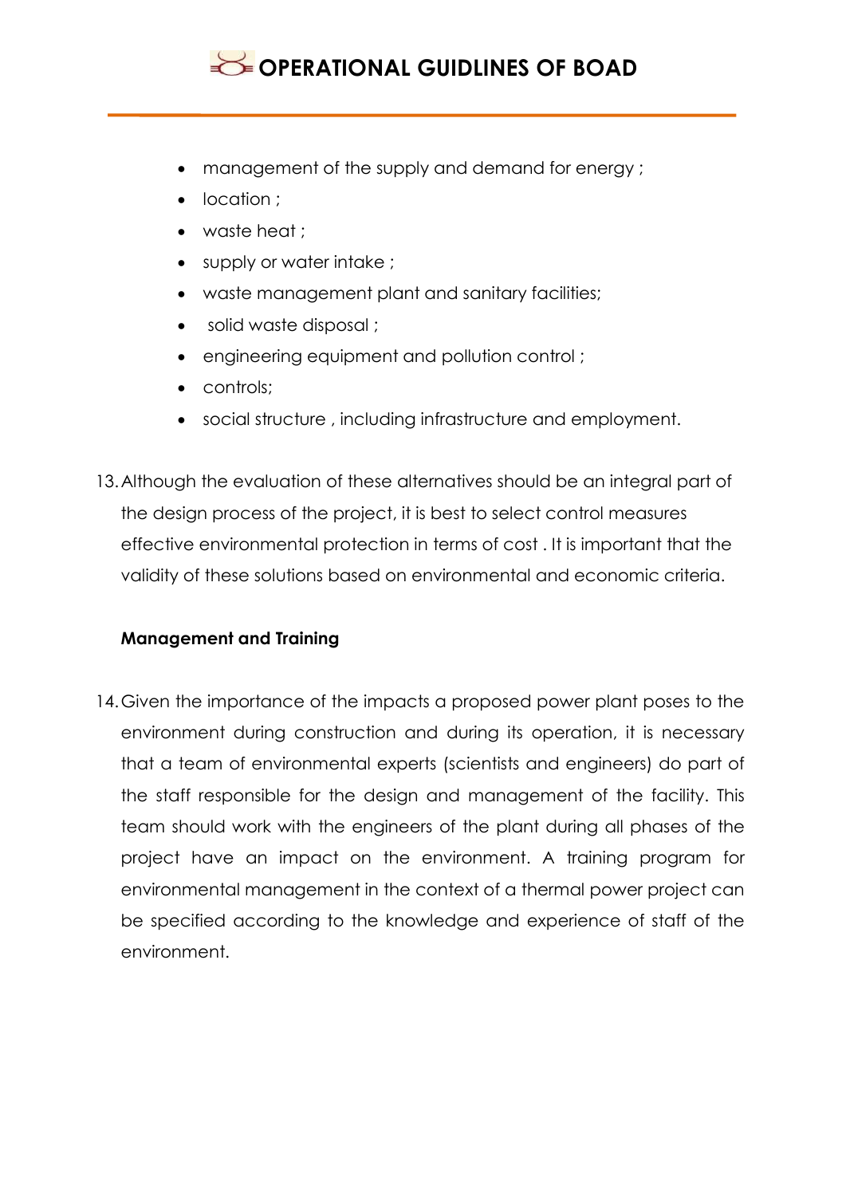- management of the supply and demand for energy ;
- location ;
- waste heat ;
- supply or water intake ;
- waste management plant and sanitary facilities;
- solid waste disposal ;
- engineering equipment and pollution control ;
- controls;
- social structure , including infrastructure and employment.

13. Although the evaluation of these alternatives should be an integral part of the design process of the project, it is best to select control measures effective environmental protection in terms of cost . It is important that the validity of these solutions based on environmental and economic criteria.

**Management and Training**

14. Given the importance of the impacts a proposed power plant poses to the environment during construction and during its operation, it is necessary that a team of environmental experts (scientists and engineers) do part of the staff responsible for the design and management of the facility. This team should work with the engineers of the plant during all phases of the project have an impact on the environment. A training program for environmental management in the context of a thermal power project can be specified according to the knowledge and experience of staff of the environment.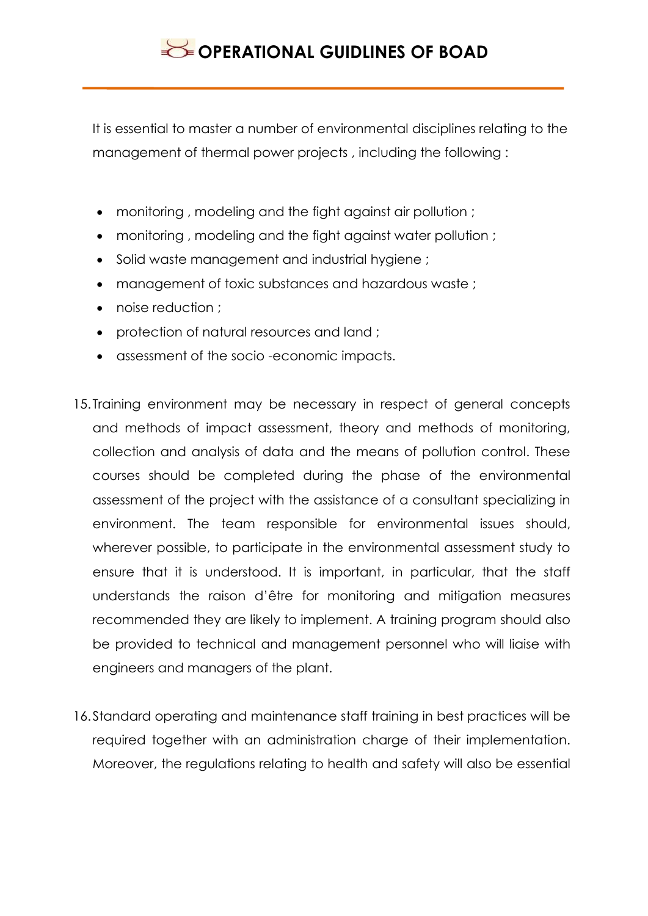It is essential to master a number of environmental disciplines relating to the management of thermal power projects , including the following :

- monitoring , modeling and the fight against air pollution ;
- monitoring , modeling and the fight against water pollution ;
- Solid waste management and industrial hygiene ;
- management of toxic substances and hazardous waste ;
- noise reduction ;
- protection of natural resources and land ;
- assessment of the socio -economic impacts.

15. Training environment may be necessary in respect of general concepts and methods of impact assessment, theory and methods of monitoring, collection and analysis of data and the means of pollution control. These courses should be completed during the phase of the environmental assessment of the project with the assistance of a consultant specializing in environment. The team responsible for environmental issues should, wherever possible, to participate in the environmental assessment study to ensure that it is understood. It is important, in particular, that the staff understands the raison d'être for monitoring and mitigation measures recommended they are likely to implement. A training program should also be provided to technical and management personnel who will liaise with engineers and managers of the plant.

16. Standard operating and maintenance staff training in best practices will be required together with an administration charge of their implementation. Moreover, the regulations relating to health and safety will also be essential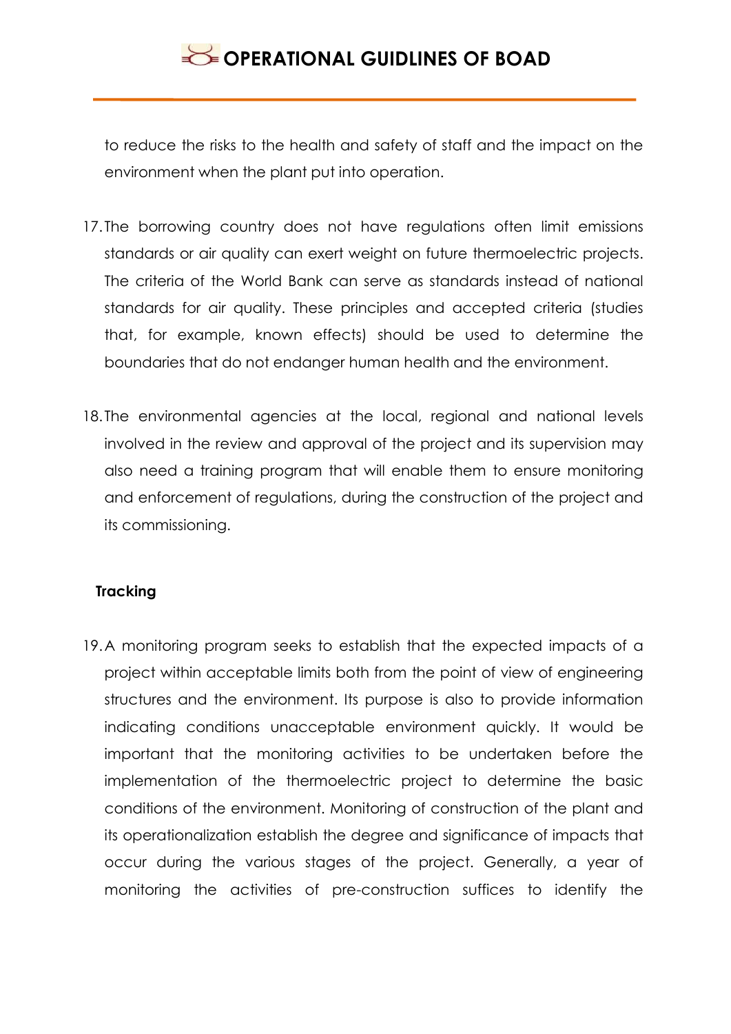to reduce the risks to the health and safety of staff and the impact on the environment when the plant put into operation.

17. The borrowing country does not have regulations often limit emissions standards or air quality can exert weight on future thermoelectric projects. The criteria of the World Bank can serve as standards instead of national standards for air quality. These principles and accepted criteria (studies that, for example, known effects) should be used to determine the boundaries that do not endanger human health and the environment.

18. The environmental agencies at the local, regional and national levels involved in the review and approval of the project and its supervision may also need a training program that will enable them to ensure monitoring and enforcement of regulations, during the construction of the project and its commissioning.

**Tracking**

19. A monitoring program seeks to establish that the expected impacts of a project within acceptable limits both from the point of view of engineering structures and the environment. Its purpose is also to provide information indicating conditions unacceptable environment quickly. It would be important that the monitoring activities to be undertaken before the implementation of the thermoelectric project to determine the basic conditions of the environment. Monitoring of construction of the plant and its operationalization establish the degree and significance of impacts that occur during the various stages of the project. Generally, a year of monitoring the activities of pre-construction suffices to identify the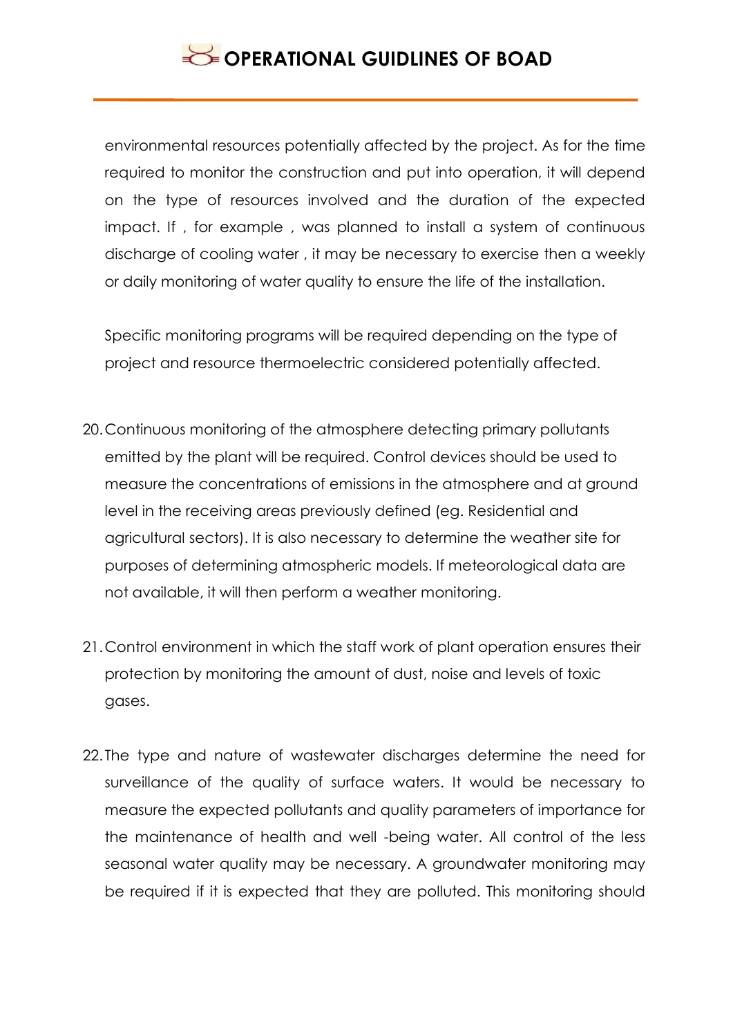environmental resources potentially affected by the project. As for the time required to monitor the construction and put into operation, it will depend on the type of resources involved and the duration of the expected impact. If , for example , was planned to install a system of continuous discharge of cooling water , it may be necessary to exercise then a weekly or daily monitoring of water quality to ensure the life of the installation.

Specific monitoring programs will be required depending on the type of project and resource thermoelectric considered potentially affected.

20. Continuous monitoring of the atmosphere detecting primary pollutants emitted by the plant will be required. Control devices should be used to measure the concentrations of emissions in the atmosphere and at ground level in the receiving areas previously defined (eg. Residential and agricultural sectors). It is also necessary to determine the weather site for purposes of determining atmospheric models. If meteorological data are not available, it will then perform a weather monitoring.

21. Control environment in which the staff work of plant operation ensures their protection by monitoring the amount of dust, noise and levels of toxic gases.

22. The type and nature of wastewater discharges determine the need for surveillance of the quality of surface waters. It would be necessary to measure the expected pollutants and quality parameters of importance for the maintenance of health and well -being water. All control of the less seasonal water quality may be necessary. A groundwater monitoring may be required if it is expected that they are polluted. This monitoring should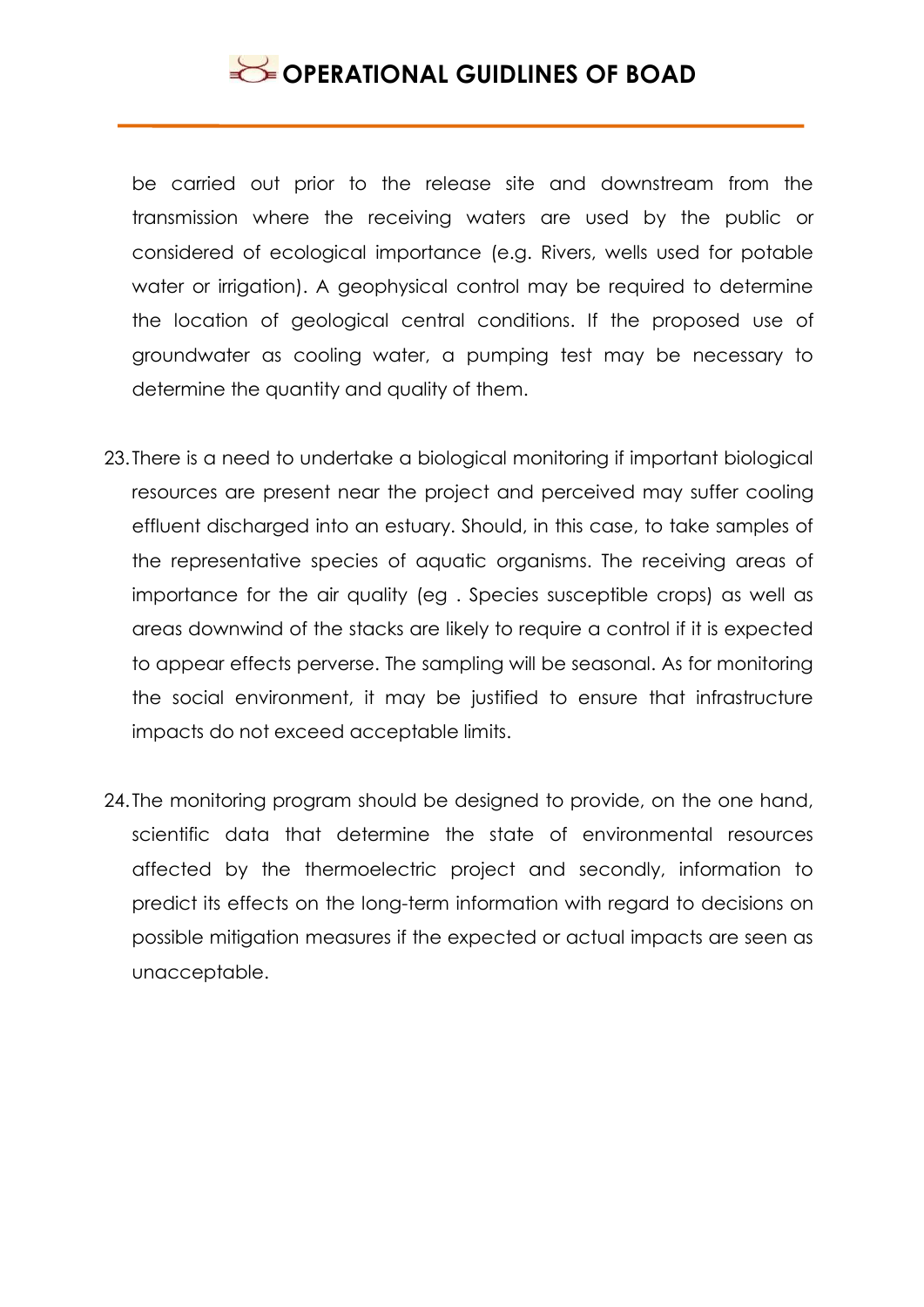be carried out prior to the release site and downstream from the transmission where the receiving waters are used by the public or considered of ecological importance (e.g. Rivers, wells used for potable water or irrigation). A geophysical control may be required to determine the location of geological central conditions. If the proposed use of groundwater as cooling water, a pumping test may be necessary to determine the quantity and quality of them.

23. There is a need to undertake a biological monitoring if important biological resources are present near the project and perceived may suffer cooling effluent discharged into an estuary. Should, in this case, to take samples of the representative species of aquatic organisms. The receiving areas of importance for the air quality (eg . Species susceptible crops) as well as areas downwind of the stacks are likely to require a control if it is expected to appear effects perverse. The sampling will be seasonal. As for monitoring the social environment, it may be justified to ensure that infrastructure impacts do not exceed acceptable limits.

24. The monitoring program should be designed to provide, on the one hand, scientific data that determine the state of environmental resources affected by the thermoelectric project and secondly, information to predict its effects on the long-term information with regard to decisions on possible mitigation measures if the expected or actual impacts are seen as unacceptable.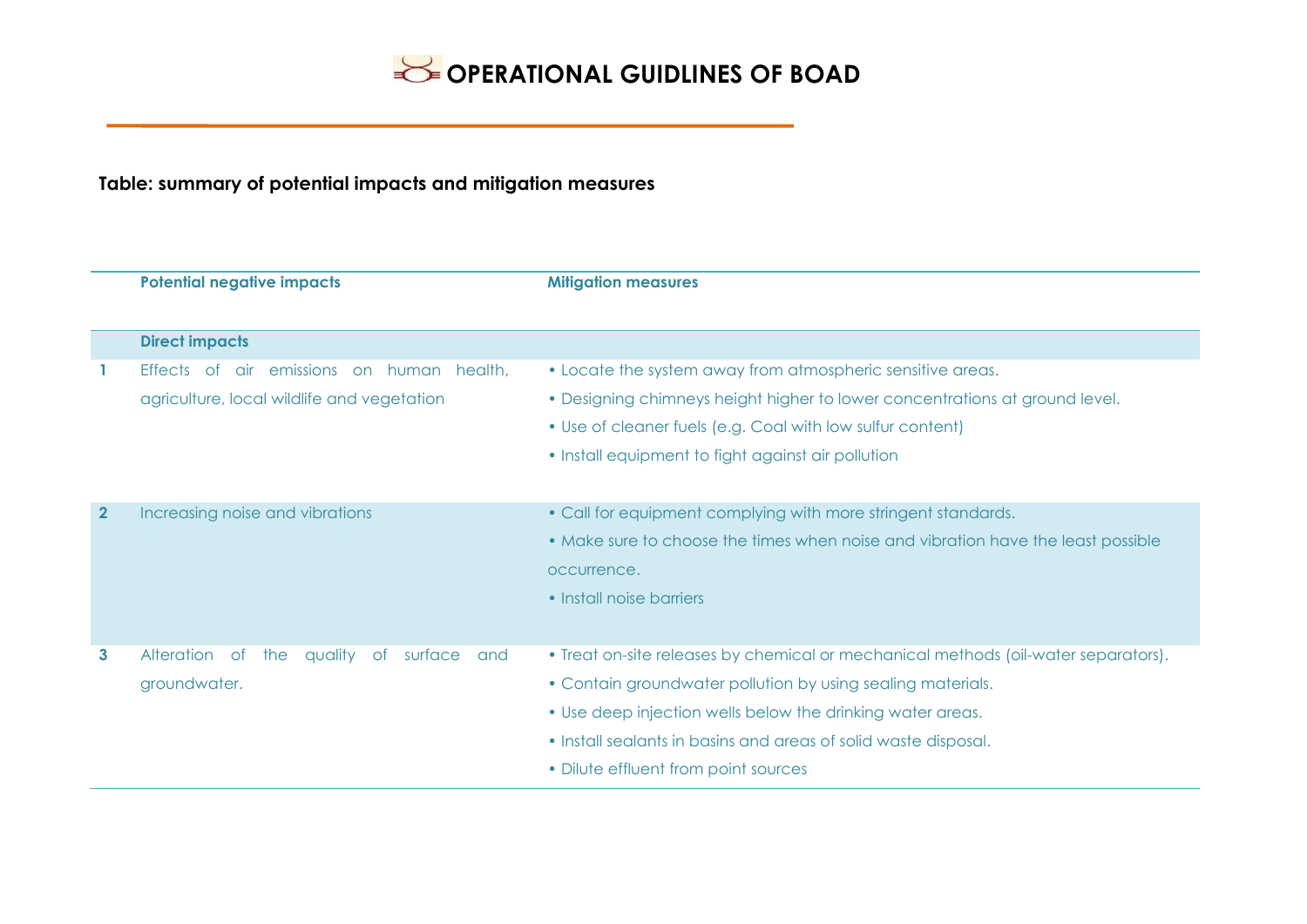**Table: summary of potential impacts and mitigation measures**

| | Potential negative impacts | Mitigation measures |
|---|---|---|
| | **Direct impacts** | |
| 1 | Effects of air emissions on human health, agriculture, local wildlife and vegetation | • Locate the system away from atmospheric sensitive areas.<br>• Designing chimneys height higher to lower concentrations at ground level.<br>• Use of cleaner fuels (e.g. Coal with low sulfur content)<br>• Install equipment to fight against air pollution |
| 2 | Increasing noise and vibrations | • Call for equipment complying with more stringent standards.<br>• Make sure to choose the times when noise and vibration have the least possible occurrence.<br>• Install noise barriers |
| 3 | Alteration of the quality of surface and groundwater. | • Treat on-site releases by chemical or mechanical methods (oil-water separators).<br>• Contain groundwater pollution by using sealing materials.<br>• Use deep injection wells below the drinking water areas.<br>• Install sealants in basins and areas of solid waste disposal.<br>• Dilute effluent from point sources |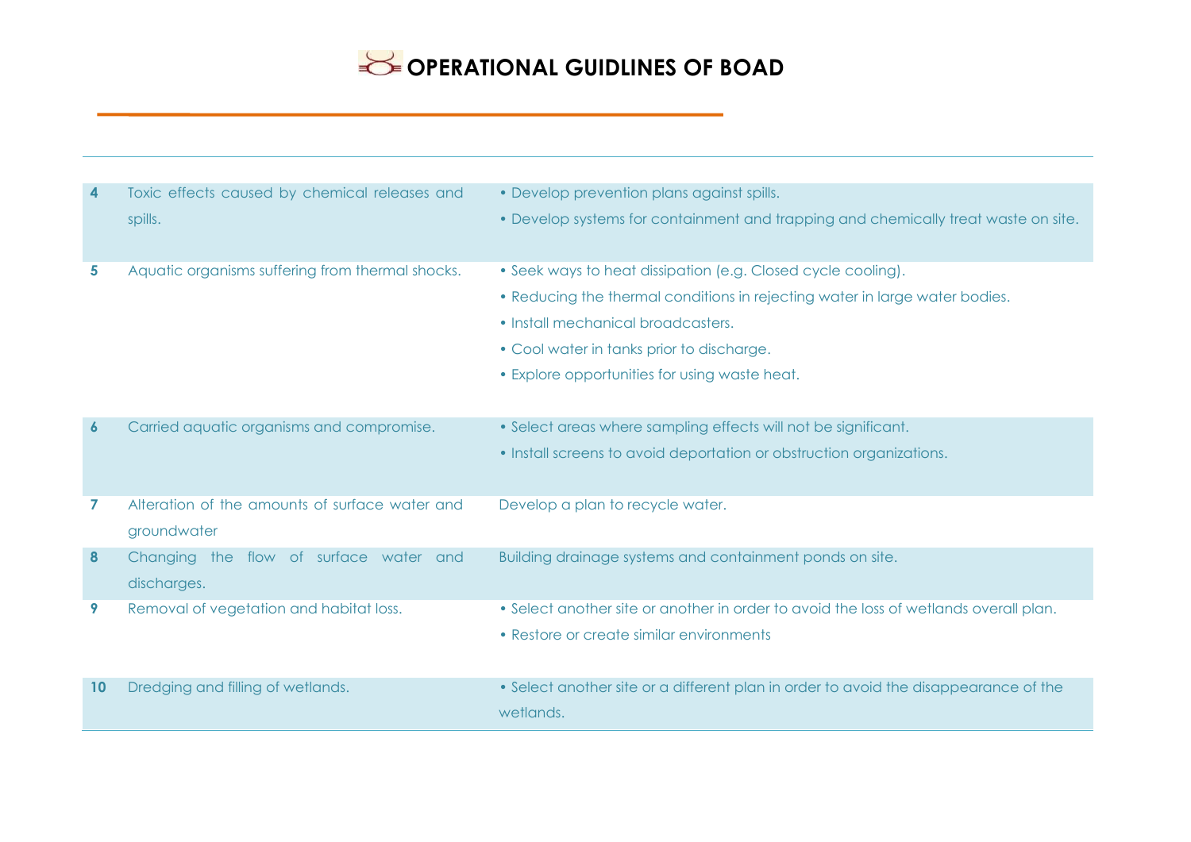| | | |
|---|---|---|
| **4** | Toxic effects caused by chemical releases and spills. | • Develop prevention plans against spills.<br>• Develop systems for containment and trapping and chemically treat waste on site. |
| **5** | Aquatic organisms suffering from thermal shocks. | • Seek ways to heat dissipation (e.g. Closed cycle cooling).<br>• Reducing the thermal conditions in rejecting water in large water bodies.<br>• Install mechanical broadcasters.<br>• Cool water in tanks prior to discharge.<br>• Explore opportunities for using waste heat. |
| **6** | Carried aquatic organisms and compromise. | • Select areas where sampling effects will not be significant.<br>• Install screens to avoid deportation or obstruction organizations. |
| **7** | Alteration of the amounts of surface water and groundwater | Develop a plan to recycle water. |
| **8** | Changing the flow of surface water and discharges. | Building drainage systems and containment ponds on site. |
| **9** | Removal of vegetation and habitat loss. | • Select another site or another in order to avoid the loss of wetlands overall plan.<br>• Restore or create similar environments |
| **10** | Dredging and filling of wetlands. | • Select another site or a different plan in order to avoid the disappearance of the wetlands. |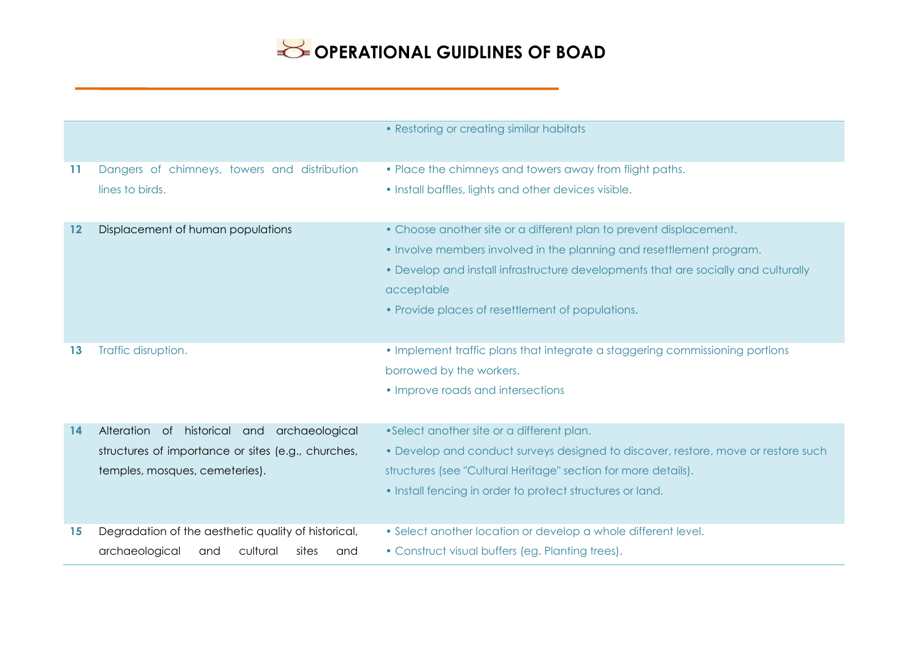| | | |
|---|---|---|
| | | • Restoring or creating similar habitats |
| 11 | Dangers of chimneys, towers and distribution lines to birds. | • Place the chimneys and towers away from flight paths.<br>• Install baffles, lights and other devices visible. |
| 12 | Displacement of human populations | • Choose another site or a different plan to prevent displacement.<br>• Involve members involved in the planning and resettlement program.<br>• Develop and install infrastructure developments that are socially and culturally acceptable<br>• Provide places of resettlement of populations. |
| 13 | Traffic disruption. | • Implement traffic plans that integrate a staggering commissioning portions borrowed by the workers.<br>• Improve roads and intersections |
| 14 | Alteration of historical and archaeological structures of importance or sites (e.g., churches, temples, mosques, cemeteries). | •Select another site or a different plan.<br>• Develop and conduct surveys designed to discover, restore, move or restore such structures (see "Cultural Heritage" section for more details).<br>• Install fencing in order to protect structures or land. |
| 15 | Degradation of the aesthetic quality of historical, archaeological and cultural sites and | • Select another location or develop a whole different level.<br>• Construct visual buffers (eg. Planting trees). |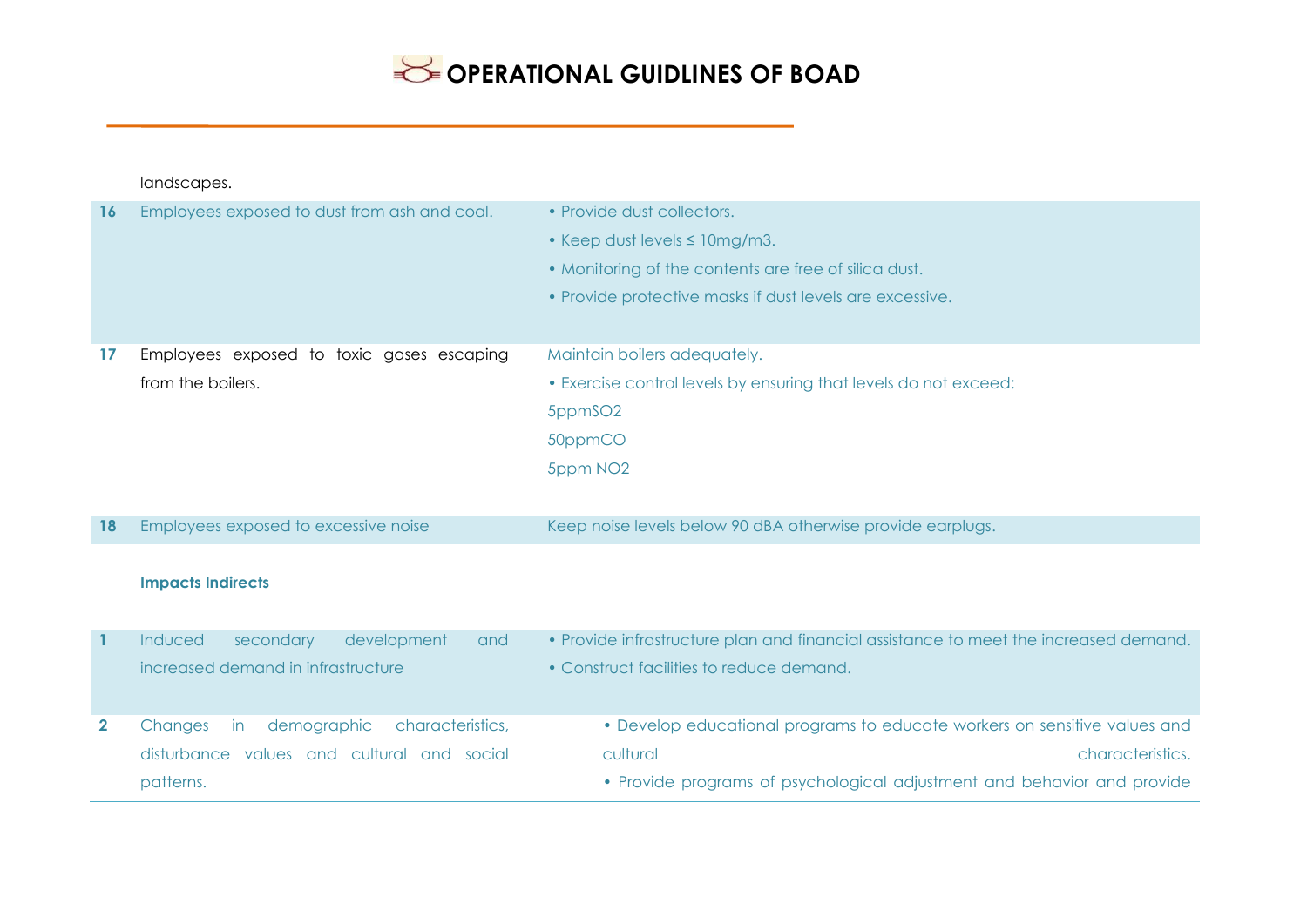| | | |
|---|---|---|
| | landscapes. | |
| **16** | Employees exposed to dust from ash and coal. | • Provide dust collectors.<br>• Keep dust levels ≤ 10mg/m3.<br>• Monitoring of the contents are free of silica dust.<br>• Provide protective masks if dust levels are excessive. |
| **17** | Employees exposed to toxic gases escaping from the boilers. | Maintain boilers adequately.<br>• Exercise control levels by ensuring that levels do not exceed:<br>5ppm$SO_2$<br>50ppmCO<br>5ppm $NO_2$ |
| **18** | Employees exposed to excessive noise | Keep noise levels below 90 dBA otherwise provide earplugs. |
| | **Impacts Indirects** | |
| **1** | Induced secondary development and increased demand in infrastructure | • Provide infrastructure plan and financial assistance to meet the increased demand.<br>• Construct facilities to reduce demand. |
| **2** | Changes in demographic characteristics, disturbance values and cultural and social patterns. | • Develop educational programs to educate workers on sensitive values and cultural characteristics.<br>• Provide programs of psychological adjustment and behavior and provide |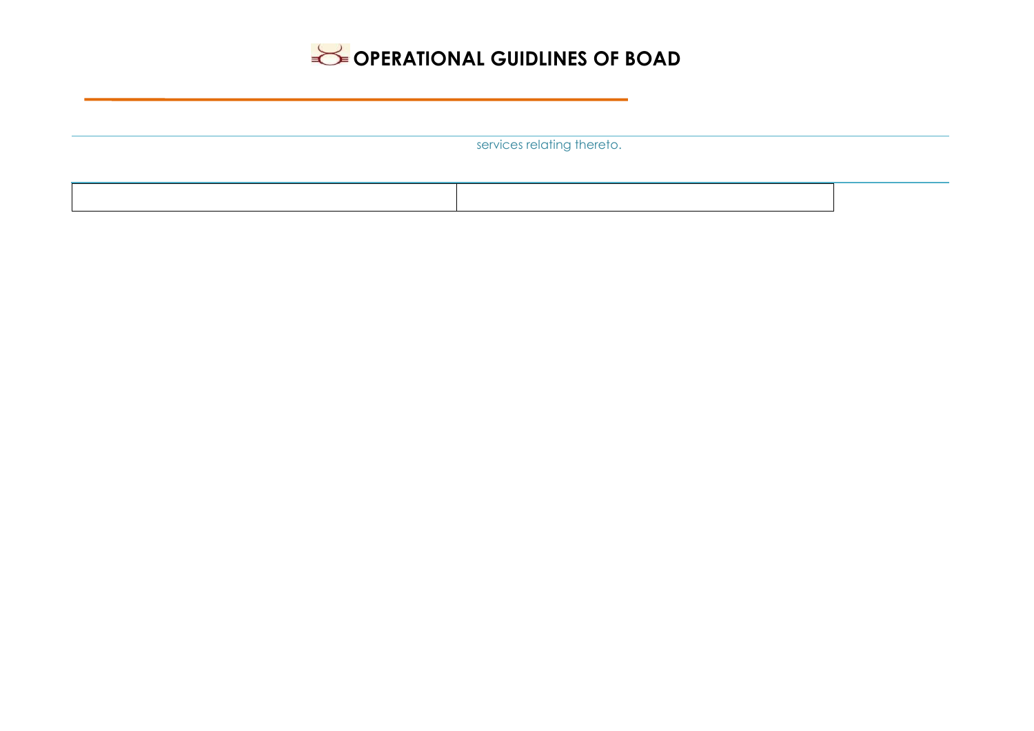services relating thereto.

| | |
|---|---|
| | |